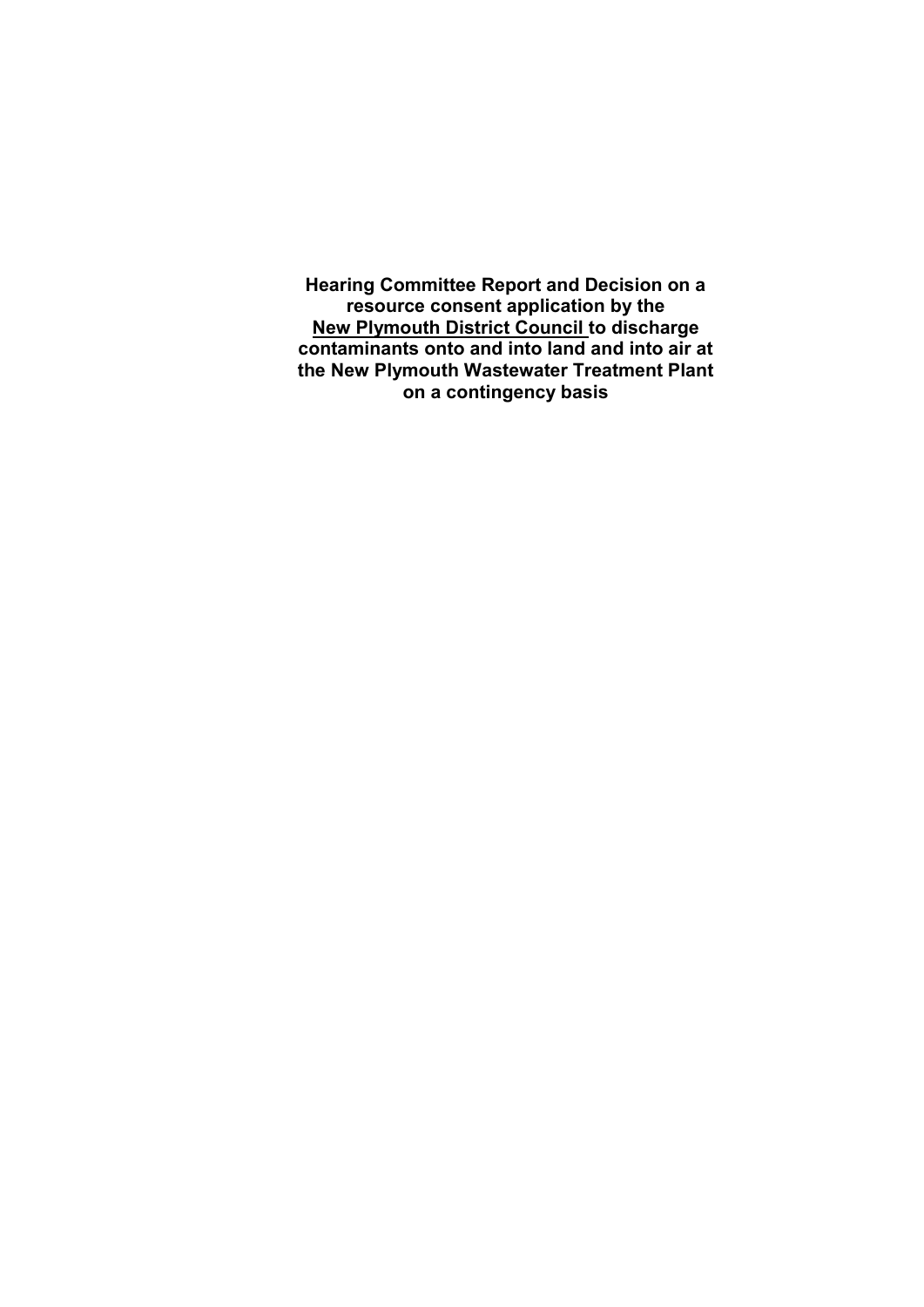**Hearing Committee Report and Decision on a resource consent application by the <u>New Plymouth District Council</u> to discharge contaminants onto and into land and into air at the New Plymouth Wastewater Treatment Plant on a contingency basis**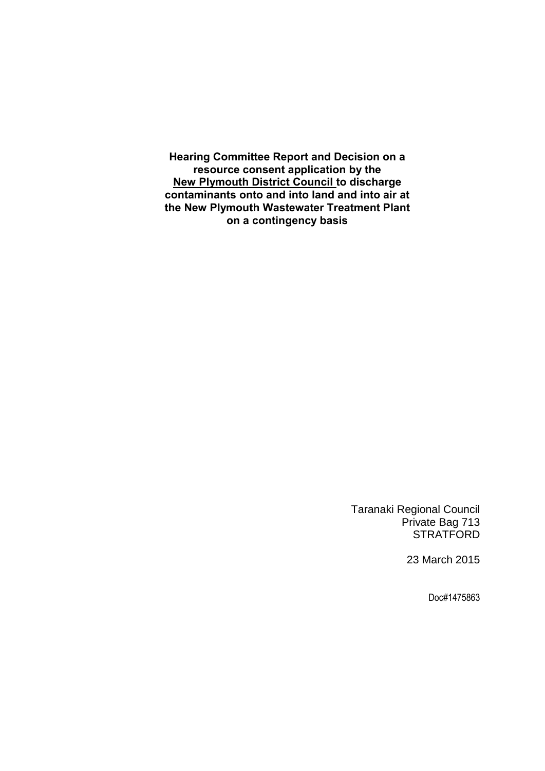**Hearing Committee Report and Decision on a resource consent application by the <u>New Plymouth District Council</u> to discharge contaminants onto and into land and into air at the New Plymouth Wastewater Treatment Plant on a contingency basis**

Taranaki Regional Council
Private Bag 713
STRATFORD

23 March 2015

Doc#1475863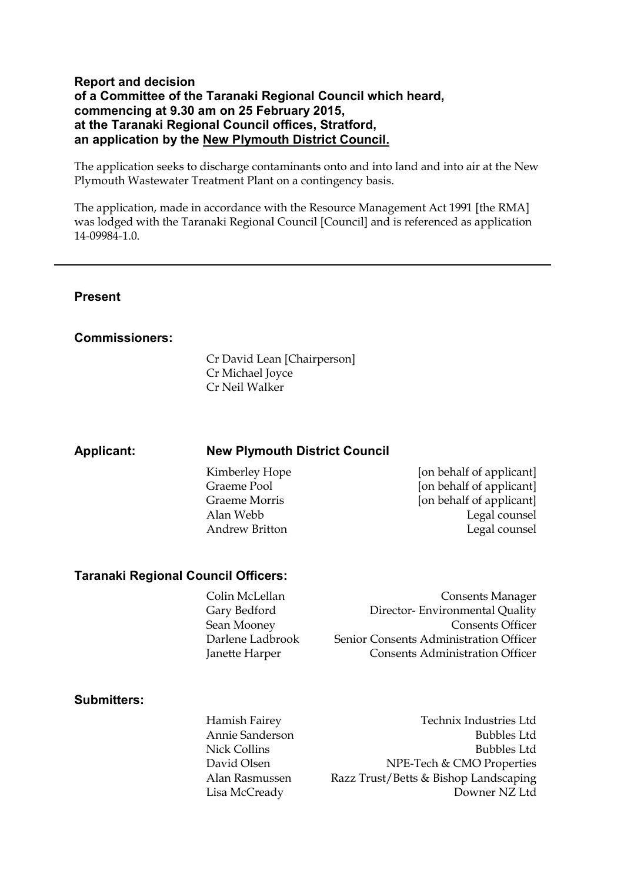**Report and decision**
**of a Committee of the Taranaki Regional Council which heard,**
**commencing at 9.30 am on 25 February 2015,**
**at the Taranaki Regional Council offices, Stratford,**
**an application by the New Plymouth District Council.**

The application seeks to discharge contaminants onto and into land and into air at the New Plymouth Wastewater Treatment Plant on a contingency basis.

The application, made in accordance with the Resource Management Act 1991 [the RMA] was lodged with the Taranaki Regional Council [Council] and is referenced as application 14-09984-1.0.

---

## Present

### Commissioners:

Cr David Lean [Chairperson]
Cr Michael Joyce
Cr Neil Walker

### Applicant: New Plymouth District Council

| | |
|---|---|
| Kimberley Hope | [on behalf of applicant] |
| Graeme Pool | [on behalf of applicant] |
| Graeme Morris | [on behalf of applicant] |
| Alan Webb | Legal counsel |
| Andrew Britton | Legal counsel |

### Taranaki Regional Council Officers:

| | |
|---|---|
| Colin McLellan | Consents Manager |
| Gary Bedford | Director- Environmental Quality |
| Sean Mooney | Consents Officer |
| Darlene Ladbrook | Senior Consents Administration Officer |
| Janette Harper | Consents Administration Officer |

### Submitters:

| | |
|---|---|
| Hamish Fairey | Technix Industries Ltd |
| Annie Sanderson | Bubbles Ltd |
| Nick Collins | Bubbles Ltd |
| David Olsen | NPE-Tech & CMO Properties |
| Alan Rasmussen | Razz Trust/Betts & Bishop Landscaping |
| Lisa McCready | Downer NZ Ltd |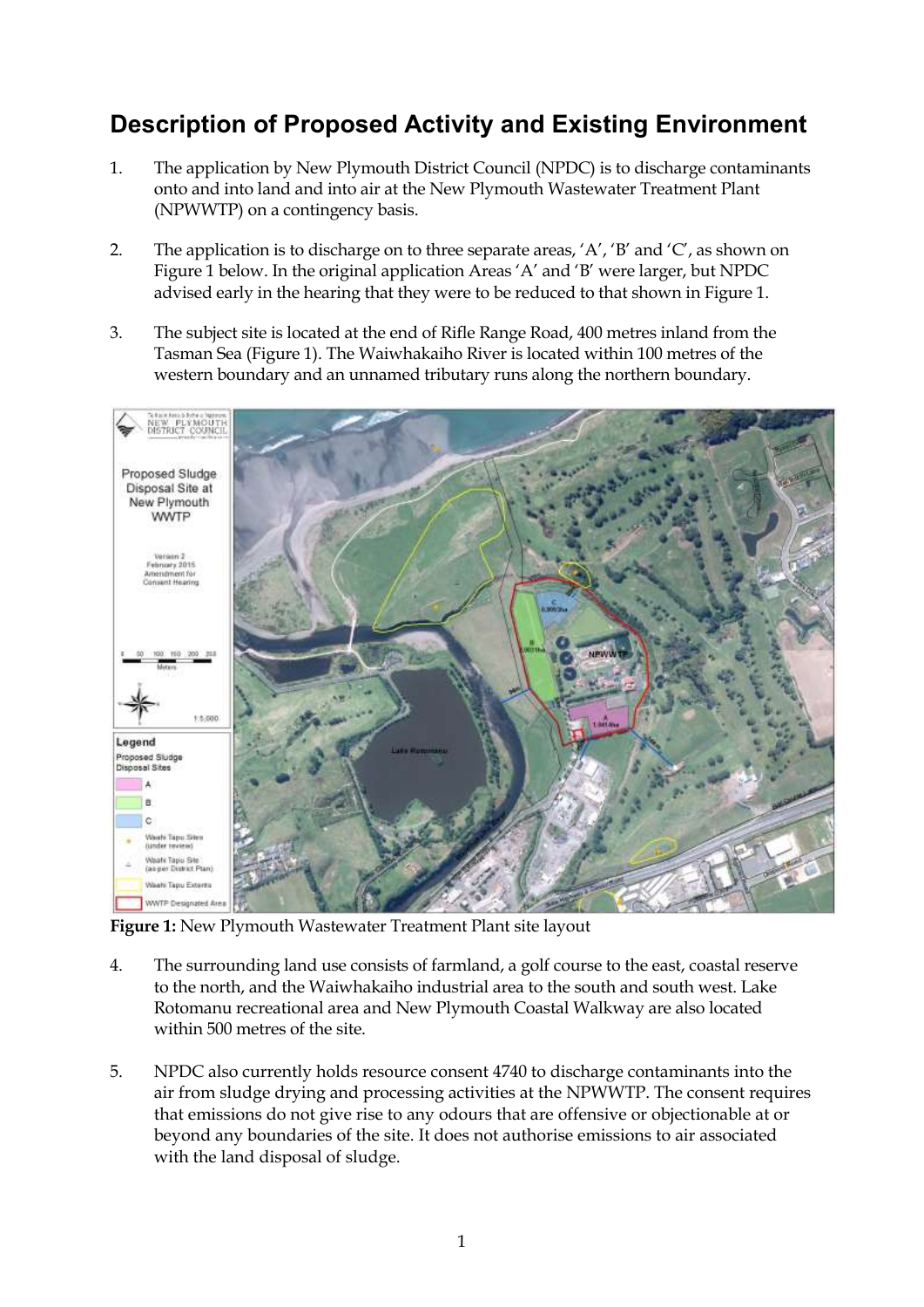## Description of Proposed Activity and Existing Environment

1. The application by New Plymouth District Council (NPDC) is to discharge contaminants onto and into land and into air at the New Plymouth Wastewater Treatment Plant (NPWWTP) on a contingency basis.

2. The application is to discharge on to three separate areas, 'A', 'B' and 'C', as shown on Figure 1 below. In the original application Areas 'A' and 'B' were larger, but NPDC advised early in the hearing that they were to be reduced to that shown in Figure 1.

3. The subject site is located at the end of Rifle Range Road, 400 metres inland from the Tasman Sea (Figure 1). The Waiwhakaiho River is located within 100 metres of the western boundary and an unnamed tributary runs along the northern boundary.

**Figure 1:** New Plymouth Wastewater Treatment Plant site layout

4. The surrounding land use consists of farmland, a golf course to the east, coastal reserve to the north, and the Waiwhakaiho industrial area to the south and south west. Lake Rotomanu recreational area and New Plymouth Coastal Walkway are also located within 500 metres of the site.

5. NPDC also currently holds resource consent 4740 to discharge contaminants into the air from sludge drying and processing activities at the NPWWTP. The consent requires that emissions do not give rise to any odours that are offensive or objectionable at or beyond any boundaries of the site. It does not authorise emissions to air associated with the land disposal of sludge.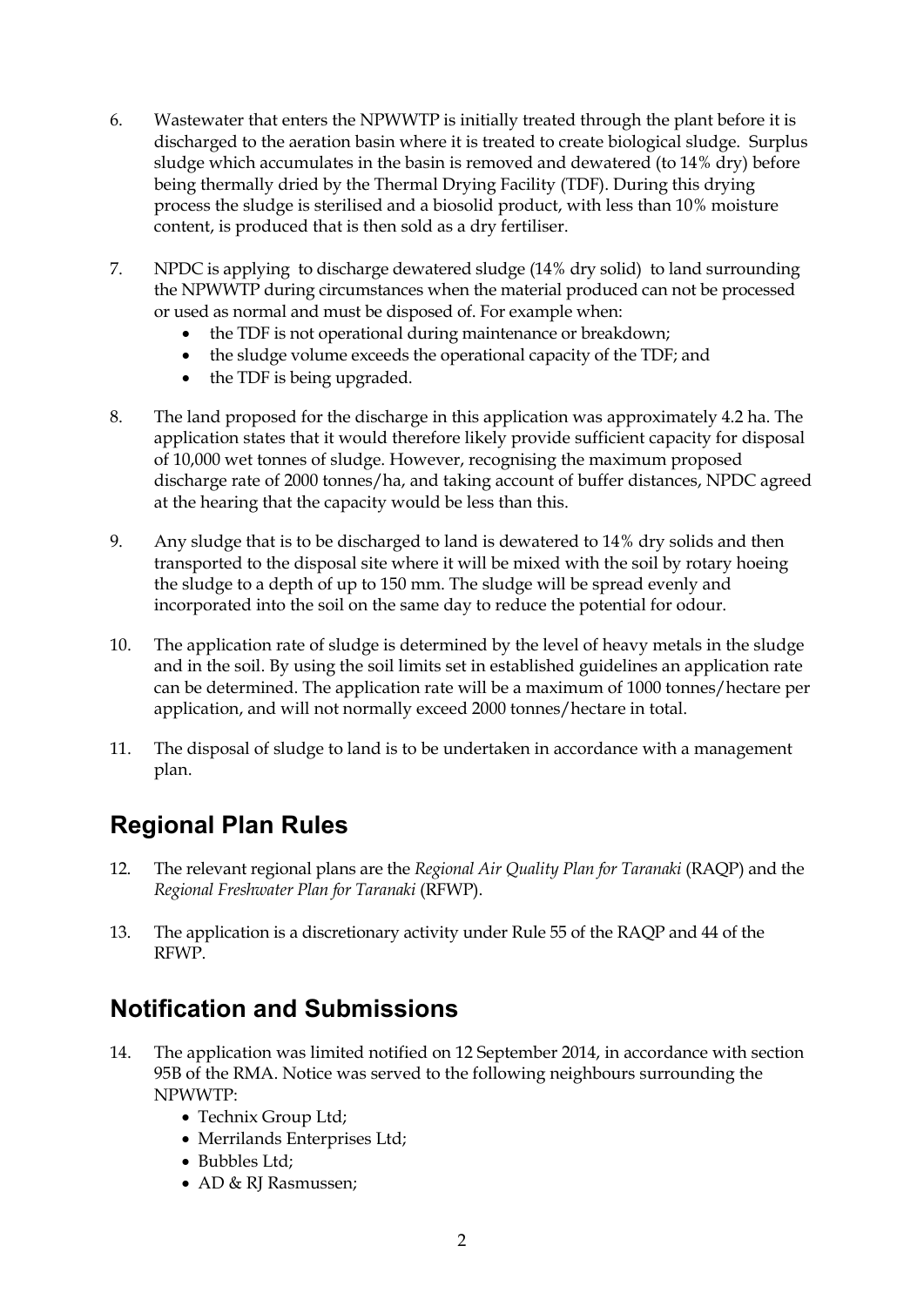6. Wastewater that enters the NPWWTP is initially treated through the plant before it is discharged to the aeration basin where it is treated to create biological sludge. Surplus sludge which accumulates in the basin is removed and dewatered (to 14% dry) before being thermally dried by the Thermal Drying Facility (TDF). During this drying process the sludge is sterilised and a biosolid product, with less than 10% moisture content, is produced that is then sold as a dry fertiliser.

7. NPDC is applying to discharge dewatered sludge (14% dry solid) to land surrounding the NPWWTP during circumstances when the material produced can not be processed or used as normal and must be disposed of. For example when:
   - the TDF is not operational during maintenance or breakdown;
   - the sludge volume exceeds the operational capacity of the TDF; and
   - the TDF is being upgraded.

8. The land proposed for the discharge in this application was approximately 4.2 ha. The application states that it would therefore likely provide sufficient capacity for disposal of 10,000 wet tonnes of sludge. However, recognising the maximum proposed discharge rate of 2000 tonnes/ha, and taking account of buffer distances, NPDC agreed at the hearing that the capacity would be less than this.

9. Any sludge that is to be discharged to land is dewatered to 14% dry solids and then transported to the disposal site where it will be mixed with the soil by rotary hoeing the sludge to a depth of up to 150 mm. The sludge will be spread evenly and incorporated into the soil on the same day to reduce the potential for odour.

10. The application rate of sludge is determined by the level of heavy metals in the sludge and in the soil. By using the soil limits set in established guidelines an application rate can be determined. The application rate will be a maximum of 1000 tonnes/hectare per application, and will not normally exceed 2000 tonnes/hectare in total.

11. The disposal of sludge to land is to be undertaken in accordance with a management plan.

## Regional Plan Rules

12. The relevant regional plans are the *Regional Air Quality Plan for Taranaki* (RAQP) and the *Regional Freshwater Plan for Taranaki* (RFWP).

13. The application is a discretionary activity under Rule 55 of the RAQP and 44 of the RFWP.

## Notification and Submissions

14. The application was limited notified on 12 September 2014, in accordance with section 95B of the RMA. Notice was served to the following neighbours surrounding the NPWWTP:
   - Technix Group Ltd;
   - Merrilands Enterprises Ltd;
   - Bubbles Ltd;
   - AD & RJ Rasmussen;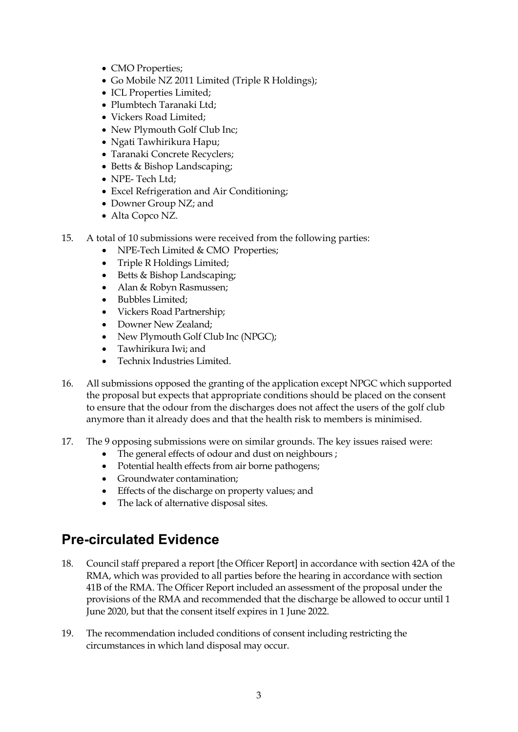- CMO Properties;
- Go Mobile NZ 2011 Limited (Triple R Holdings);
- ICL Properties Limited;
- Plumbtech Taranaki Ltd;
- Vickers Road Limited;
- New Plymouth Golf Club Inc;
- Ngati Tawhirikura Hapu;
- Taranaki Concrete Recyclers;
- Betts & Bishop Landscaping;
- NPE- Tech Ltd;
- Excel Refrigeration and Air Conditioning;
- Downer Group NZ; and
- Alta Copco NZ.

15. A total of 10 submissions were received from the following parties:
    - NPE-Tech Limited & CMO Properties;
    - Triple R Holdings Limited;
    - Betts & Bishop Landscaping;
    - Alan & Robyn Rasmussen;
    - Bubbles Limited;
    - Vickers Road Partnership;
    - Downer New Zealand;
    - New Plymouth Golf Club Inc (NPGC);
    - Tawhirikura Iwi; and
    - Technix Industries Limited.

16. All submissions opposed the granting of the application except NPGC which supported the proposal but expects that appropriate conditions should be placed on the consent to ensure that the odour from the discharges does not affect the users of the golf club anymore than it already does and that the health risk to members is minimised.

17. The 9 opposing submissions were on similar grounds. The key issues raised were:
    - The general effects of odour and dust on neighbours ;
    - Potential health effects from air borne pathogens;
    - Groundwater contamination;
    - Effects of the discharge on property values; and
    - The lack of alternative disposal sites.

## Pre-circulated Evidence

18. Council staff prepared a report [the Officer Report] in accordance with section 42A of the RMA, which was provided to all parties before the hearing in accordance with section 41B of the RMA. The Officer Report included an assessment of the proposal under the provisions of the RMA and recommended that the discharge be allowed to occur until 1 June 2020, but that the consent itself expires in 1 June 2022.

19. The recommendation included conditions of consent including restricting the circumstances in which land disposal may occur.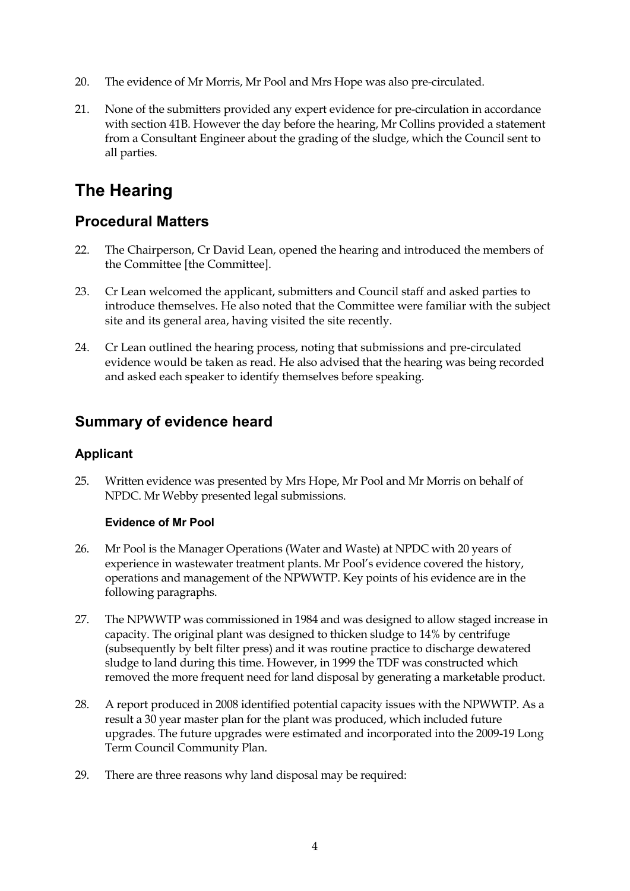20. The evidence of Mr Morris, Mr Pool and Mrs Hope was also pre-circulated.

21. None of the submitters provided any expert evidence for pre-circulation in accordance with section 41B. However the day before the hearing, Mr Collins provided a statement from a Consultant Engineer about the grading of the sludge, which the Council sent to all parties.

# The Hearing

## Procedural Matters

22. The Chairperson, Cr David Lean, opened the hearing and introduced the members of the Committee [the Committee].

23. Cr Lean welcomed the applicant, submitters and Council staff and asked parties to introduce themselves. He also noted that the Committee were familiar with the subject site and its general area, having visited the site recently.

24. Cr Lean outlined the hearing process, noting that submissions and pre-circulated evidence would be taken as read. He also advised that the hearing was being recorded and asked each speaker to identify themselves before speaking.

## Summary of evidence heard

### Applicant

25. Written evidence was presented by Mrs Hope, Mr Pool and Mr Morris on behalf of NPDC. Mr Webby presented legal submissions.

#### Evidence of Mr Pool

26. Mr Pool is the Manager Operations (Water and Waste) at NPDC with 20 years of experience in wastewater treatment plants. Mr Pool's evidence covered the history, operations and management of the NPWWTP. Key points of his evidence are in the following paragraphs.

27. The NPWWTP was commissioned in 1984 and was designed to allow staged increase in capacity. The original plant was designed to thicken sludge to 14% by centrifuge (subsequently by belt filter press) and it was routine practice to discharge dewatered sludge to land during this time. However, in 1999 the TDF was constructed which removed the more frequent need for land disposal by generating a marketable product.

28. A report produced in 2008 identified potential capacity issues with the NPWWTP. As a result a 30 year master plan for the plant was produced, which included future upgrades. The future upgrades were estimated and incorporated into the 2009-19 Long Term Council Community Plan.

29. There are three reasons why land disposal may be required: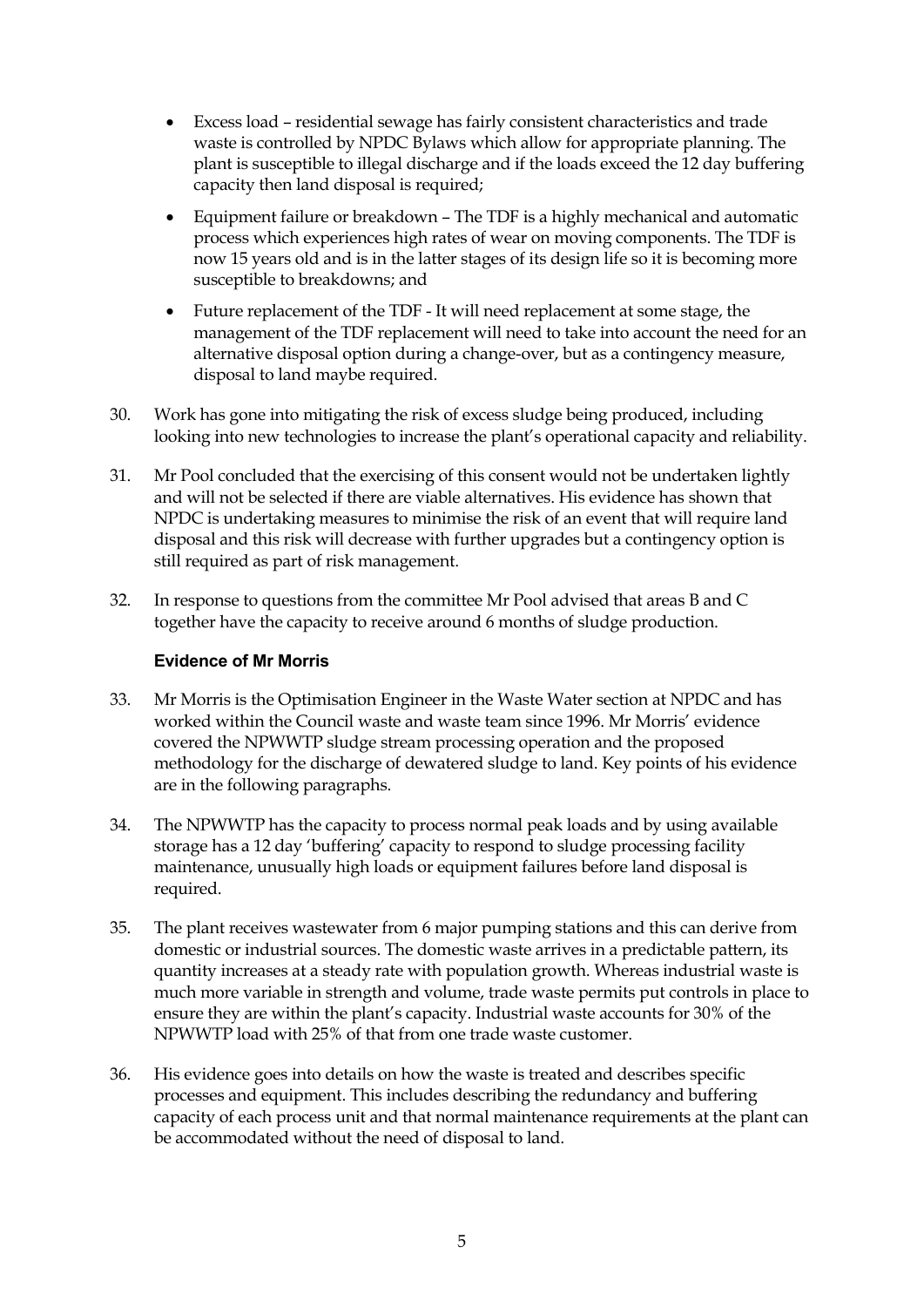- Excess load – residential sewage has fairly consistent characteristics and trade waste is controlled by NPDC Bylaws which allow for appropriate planning. The plant is susceptible to illegal discharge and if the loads exceed the 12 day buffering capacity then land disposal is required;
- Equipment failure or breakdown – The TDF is a highly mechanical and automatic process which experiences high rates of wear on moving components. The TDF is now 15 years old and is in the latter stages of its design life so it is becoming more susceptible to breakdowns; and
- Future replacement of the TDF - It will need replacement at some stage, the management of the TDF replacement will need to take into account the need for an alternative disposal option during a change-over, but as a contingency measure, disposal to land maybe required.

30. Work has gone into mitigating the risk of excess sludge being produced, including looking into new technologies to increase the plant's operational capacity and reliability.

31. Mr Pool concluded that the exercising of this consent would not be undertaken lightly and will not be selected if there are viable alternatives. His evidence has shown that NPDC is undertaking measures to minimise the risk of an event that will require land disposal and this risk will decrease with further upgrades but a contingency option is still required as part of risk management.

32. In response to questions from the committee Mr Pool advised that areas B and C together have the capacity to receive around 6 months of sludge production.

### Evidence of Mr Morris

33. Mr Morris is the Optimisation Engineer in the Waste Water section at NPDC and has worked within the Council waste and waste team since 1996. Mr Morris' evidence covered the NPWWTP sludge stream processing operation and the proposed methodology for the discharge of dewatered sludge to land. Key points of his evidence are in the following paragraphs.

34. The NPWWTP has the capacity to process normal peak loads and by using available storage has a 12 day 'buffering' capacity to respond to sludge processing facility maintenance, unusually high loads or equipment failures before land disposal is required.

35. The plant receives wastewater from 6 major pumping stations and this can derive from domestic or industrial sources. The domestic waste arrives in a predictable pattern, its quantity increases at a steady rate with population growth. Whereas industrial waste is much more variable in strength and volume, trade waste permits put controls in place to ensure they are within the plant's capacity. Industrial waste accounts for 30% of the NPWWTP load with 25% of that from one trade waste customer.

36. His evidence goes into details on how the waste is treated and describes specific processes and equipment. This includes describing the redundancy and buffering capacity of each process unit and that normal maintenance requirements at the plant can be accommodated without the need of disposal to land.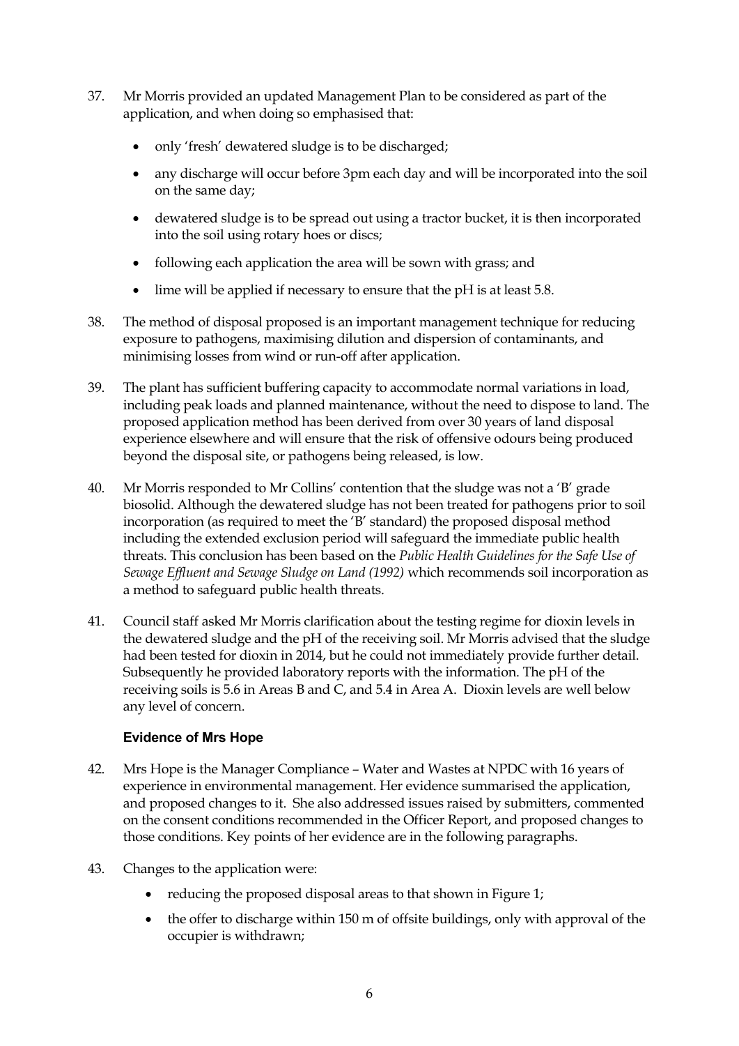37. Mr Morris provided an updated Management Plan to be considered as part of the application, and when doing so emphasised that:

    - only 'fresh' dewatered sludge is to be discharged;
    - any discharge will occur before 3pm each day and will be incorporated into the soil on the same day;
    - dewatered sludge is to be spread out using a tractor bucket, it is then incorporated into the soil using rotary hoes or discs;
    - following each application the area will be sown with grass; and
    - lime will be applied if necessary to ensure that the pH is at least 5.8.

38. The method of disposal proposed is an important management technique for reducing exposure to pathogens, maximising dilution and dispersion of contaminants, and minimising losses from wind or run-off after application.

39. The plant has sufficient buffering capacity to accommodate normal variations in load, including peak loads and planned maintenance, without the need to dispose to land. The proposed application method has been derived from over 30 years of land disposal experience elsewhere and will ensure that the risk of offensive odours being produced beyond the disposal site, or pathogens being released, is low.

40. Mr Morris responded to Mr Collins' contention that the sludge was not a 'B' grade biosolid. Although the dewatered sludge has not been treated for pathogens prior to soil incorporation (as required to meet the 'B' standard) the proposed disposal method including the extended exclusion period will safeguard the immediate public health threats. This conclusion has been based on the *Public Health Guidelines for the Safe Use of Sewage Effluent and Sewage Sludge on Land (1992)* which recommends soil incorporation as a method to safeguard public health threats.

41. Council staff asked Mr Morris clarification about the testing regime for dioxin levels in the dewatered sludge and the pH of the receiving soil. Mr Morris advised that the sludge had been tested for dioxin in 2014, but he could not immediately provide further detail. Subsequently he provided laboratory reports with the information. The pH of the receiving soils is 5.6 in Areas B and C, and 5.4 in Area A. Dioxin levels are well below any level of concern.

#### Evidence of Mrs Hope

42. Mrs Hope is the Manager Compliance – Water and Wastes at NPDC with 16 years of experience in environmental management. Her evidence summarised the application, and proposed changes to it. She also addressed issues raised by submitters, commented on the consent conditions recommended in the Officer Report, and proposed changes to those conditions. Key points of her evidence are in the following paragraphs.

43. Changes to the application were:

    - reducing the proposed disposal areas to that shown in Figure 1;
    - the offer to discharge within 150 m of offsite buildings, only with approval of the occupier is withdrawn;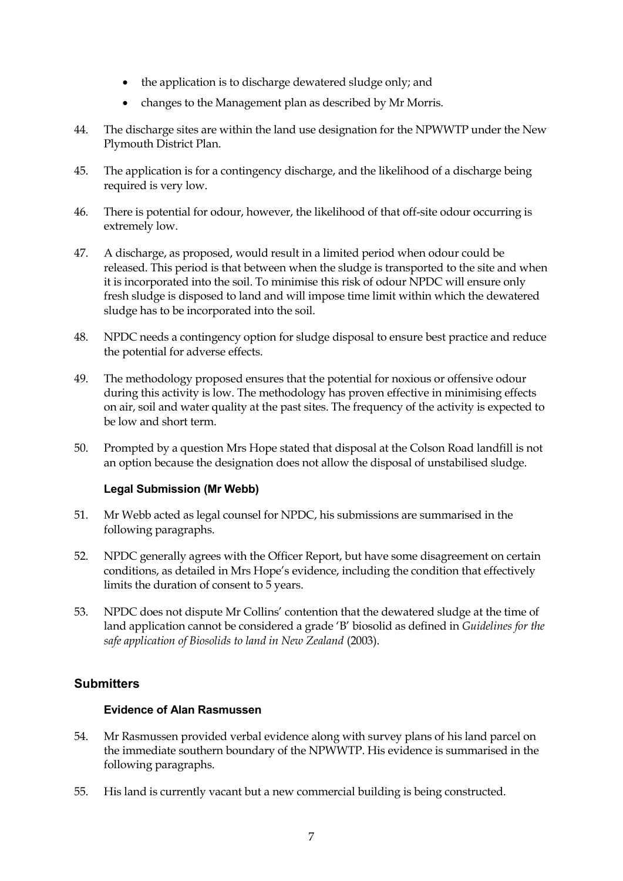- the application is to discharge dewatered sludge only; and
- changes to the Management plan as described by Mr Morris.

44. The discharge sites are within the land use designation for the NPWWTP under the New Plymouth District Plan.

45. The application is for a contingency discharge, and the likelihood of a discharge being required is very low.

46. There is potential for odour, however, the likelihood of that off-site odour occurring is extremely low.

47. A discharge, as proposed, would result in a limited period when odour could be released. This period is that between when the sludge is transported to the site and when it is incorporated into the soil. To minimise this risk of odour NPDC will ensure only fresh sludge is disposed to land and will impose time limit within which the dewatered sludge has to be incorporated into the soil.

48. NPDC needs a contingency option for sludge disposal to ensure best practice and reduce the potential for adverse effects.

49. The methodology proposed ensures that the potential for noxious or offensive odour during this activity is low. The methodology has proven effective in minimising effects on air, soil and water quality at the past sites. The frequency of the activity is expected to be low and short term.

50. Prompted by a question Mrs Hope stated that disposal at the Colson Road landfill is not an option because the designation does not allow the disposal of unstabilised sludge.

### Legal Submission (Mr Webb)

51. Mr Webb acted as legal counsel for NPDC, his submissions are summarised in the following paragraphs.

52. NPDC generally agrees with the Officer Report, but have some disagreement on certain conditions, as detailed in Mrs Hope's evidence, including the condition that effectively limits the duration of consent to 5 years.

53. NPDC does not dispute Mr Collins' contention that the dewatered sludge at the time of land application cannot be considered a grade 'B' biosolid as defined in *Guidelines for the safe application of Biosolids to land in New Zealand* (2003).

## Submitters

### Evidence of Alan Rasmussen

54. Mr Rasmussen provided verbal evidence along with survey plans of his land parcel on the immediate southern boundary of the NPWWTP. His evidence is summarised in the following paragraphs.

55. His land is currently vacant but a new commercial building is being constructed.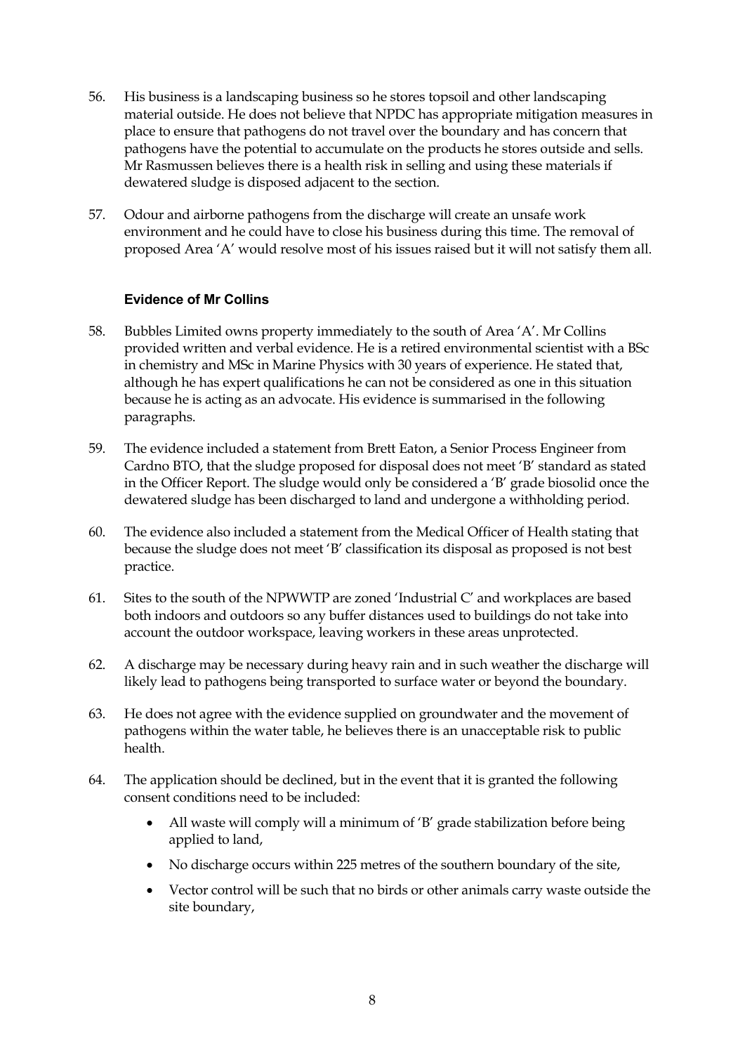56. His business is a landscaping business so he stores topsoil and other landscaping material outside. He does not believe that NPDC has appropriate mitigation measures in place to ensure that pathogens do not travel over the boundary and has concern that pathogens have the potential to accumulate on the products he stores outside and sells. Mr Rasmussen believes there is a health risk in selling and using these materials if dewatered sludge is disposed adjacent to the section.

57. Odour and airborne pathogens from the discharge will create an unsafe work environment and he could have to close his business during this time. The removal of proposed Area 'A' would resolve most of his issues raised but it will not satisfy them all.

### Evidence of Mr Collins

58. Bubbles Limited owns property immediately to the south of Area 'A'. Mr Collins provided written and verbal evidence. He is a retired environmental scientist with a BSc in chemistry and MSc in Marine Physics with 30 years of experience. He stated that, although he has expert qualifications he can not be considered as one in this situation because he is acting as an advocate. His evidence is summarised in the following paragraphs.

59. The evidence included a statement from Brett Eaton, a Senior Process Engineer from Cardno BTO, that the sludge proposed for disposal does not meet 'B' standard as stated in the Officer Report. The sludge would only be considered a 'B' grade biosolid once the dewatered sludge has been discharged to land and undergone a withholding period.

60. The evidence also included a statement from the Medical Officer of Health stating that because the sludge does not meet 'B' classification its disposal as proposed is not best practice.

61. Sites to the south of the NPWWTP are zoned 'Industrial C' and workplaces are based both indoors and outdoors so any buffer distances used to buildings do not take into account the outdoor workspace, leaving workers in these areas unprotected.

62. A discharge may be necessary during heavy rain and in such weather the discharge will likely lead to pathogens being transported to surface water or beyond the boundary.

63. He does not agree with the evidence supplied on groundwater and the movement of pathogens within the water table, he believes there is an unacceptable risk to public health.

64. The application should be declined, but in the event that it is granted the following consent conditions need to be included:
    - All waste will comply will a minimum of 'B' grade stabilization before being applied to land,
    - No discharge occurs within 225 metres of the southern boundary of the site,
    - Vector control will be such that no birds or other animals carry waste outside the site boundary,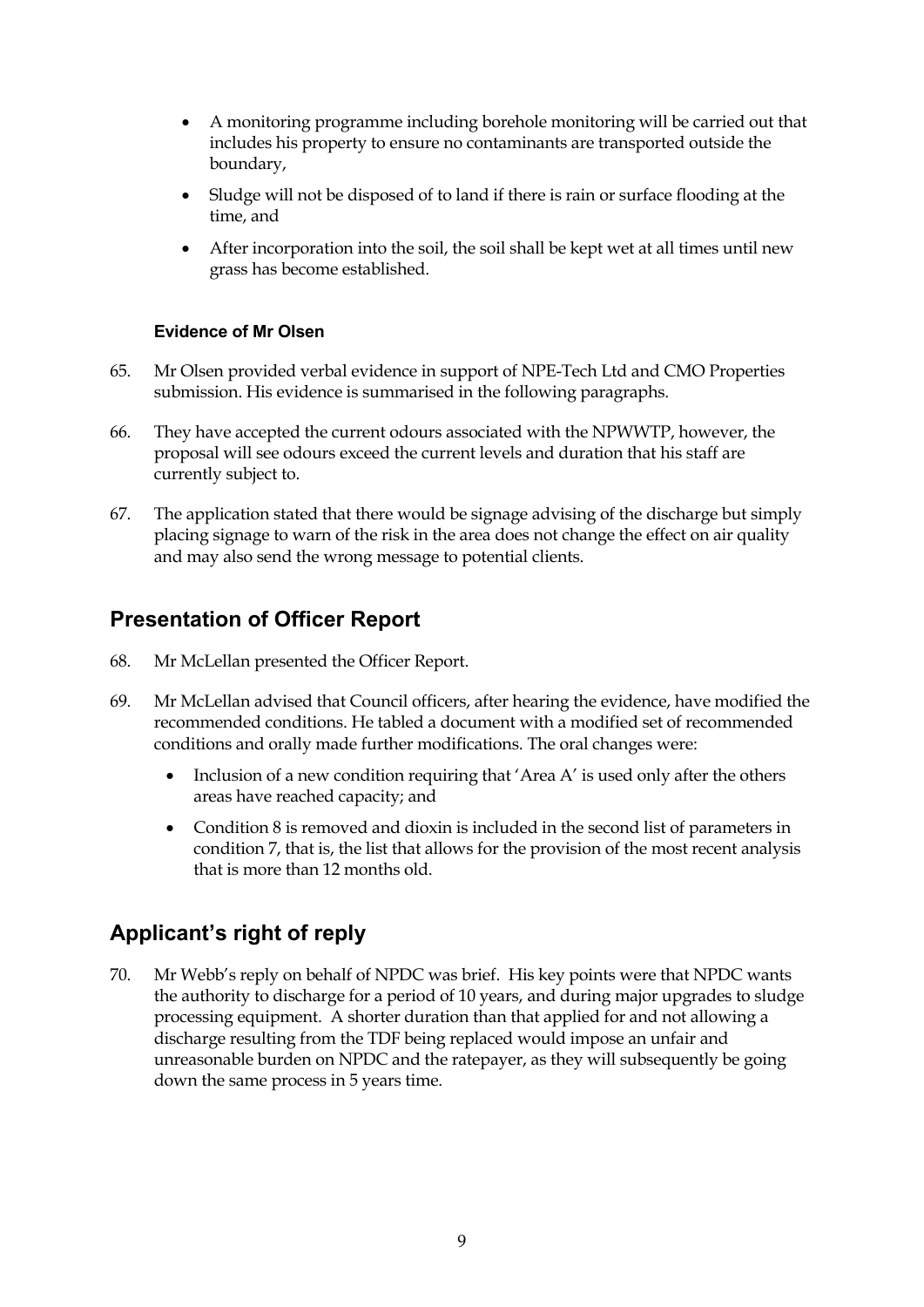- A monitoring programme including borehole monitoring will be carried out that includes his property to ensure no contaminants are transported outside the boundary,
- Sludge will not be disposed of to land if there is rain or surface flooding at the time, and
- After incorporation into the soil, the soil shall be kept wet at all times until new grass has become established.

#### Evidence of Mr Olsen

65. Mr Olsen provided verbal evidence in support of NPE-Tech Ltd and CMO Properties submission. His evidence is summarised in the following paragraphs.

66. They have accepted the current odours associated with the NPWWTP, however, the proposal will see odours exceed the current levels and duration that his staff are currently subject to.

67. The application stated that there would be signage advising of the discharge but simply placing signage to warn of the risk in the area does not change the effect on air quality and may also send the wrong message to potential clients.

## Presentation of Officer Report

68. Mr McLellan presented the Officer Report.

69. Mr McLellan advised that Council officers, after hearing the evidence, have modified the recommended conditions. He tabled a document with a modified set of recommended conditions and orally made further modifications. The oral changes were:
    - Inclusion of a new condition requiring that 'Area A' is used only after the others areas have reached capacity; and
    - Condition 8 is removed and dioxin is included in the second list of parameters in condition 7, that is, the list that allows for the provision of the most recent analysis that is more than 12 months old.

## Applicant's right of reply

70. Mr Webb's reply on behalf of NPDC was brief. His key points were that NPDC wants the authority to discharge for a period of 10 years, and during major upgrades to sludge processing equipment. A shorter duration than that applied for and not allowing a discharge resulting from the TDF being replaced would impose an unfair and unreasonable burden on NPDC and the ratepayer, as they will subsequently be going down the same process in 5 years time.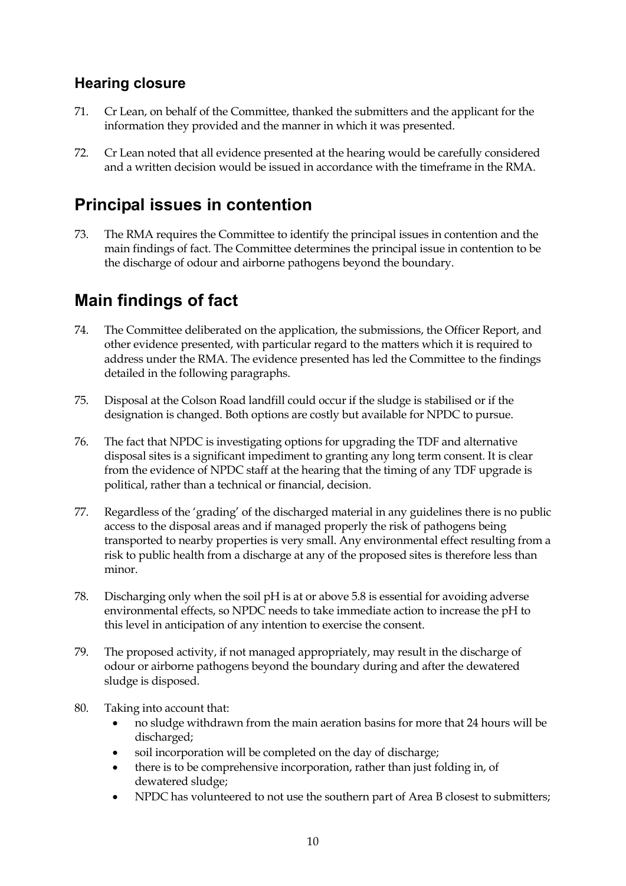## Hearing closure

71. Cr Lean, on behalf of the Committee, thanked the submitters and the applicant for the information they provided and the manner in which it was presented.

72. Cr Lean noted that all evidence presented at the hearing would be carefully considered and a written decision would be issued in accordance with the timeframe in the RMA.

# Principal issues in contention

73. The RMA requires the Committee to identify the principal issues in contention and the main findings of fact. The Committee determines the principal issue in contention to be the discharge of odour and airborne pathogens beyond the boundary.

# Main findings of fact

74. The Committee deliberated on the application, the submissions, the Officer Report, and other evidence presented, with particular regard to the matters which it is required to address under the RMA. The evidence presented has led the Committee to the findings detailed in the following paragraphs.

75. Disposal at the Colson Road landfill could occur if the sludge is stabilised or if the designation is changed. Both options are costly but available for NPDC to pursue.

76. The fact that NPDC is investigating options for upgrading the TDF and alternative disposal sites is a significant impediment to granting any long term consent. It is clear from the evidence of NPDC staff at the hearing that the timing of any TDF upgrade is political, rather than a technical or financial, decision.

77. Regardless of the 'grading' of the discharged material in any guidelines there is no public access to the disposal areas and if managed properly the risk of pathogens being transported to nearby properties is very small. Any environmental effect resulting from a risk to public health from a discharge at any of the proposed sites is therefore less than minor.

78. Discharging only when the soil pH is at or above 5.8 is essential for avoiding adverse environmental effects, so NPDC needs to take immediate action to increase the pH to this level in anticipation of any intention to exercise the consent.

79. The proposed activity, if not managed appropriately, may result in the discharge of odour or airborne pathogens beyond the boundary during and after the dewatered sludge is disposed.

80. Taking into account that:
    - no sludge withdrawn from the main aeration basins for more that 24 hours will be discharged;
    - soil incorporation will be completed on the day of discharge;
    - there is to be comprehensive incorporation, rather than just folding in, of dewatered sludge;
    - NPDC has volunteered to not use the southern part of Area B closest to submitters;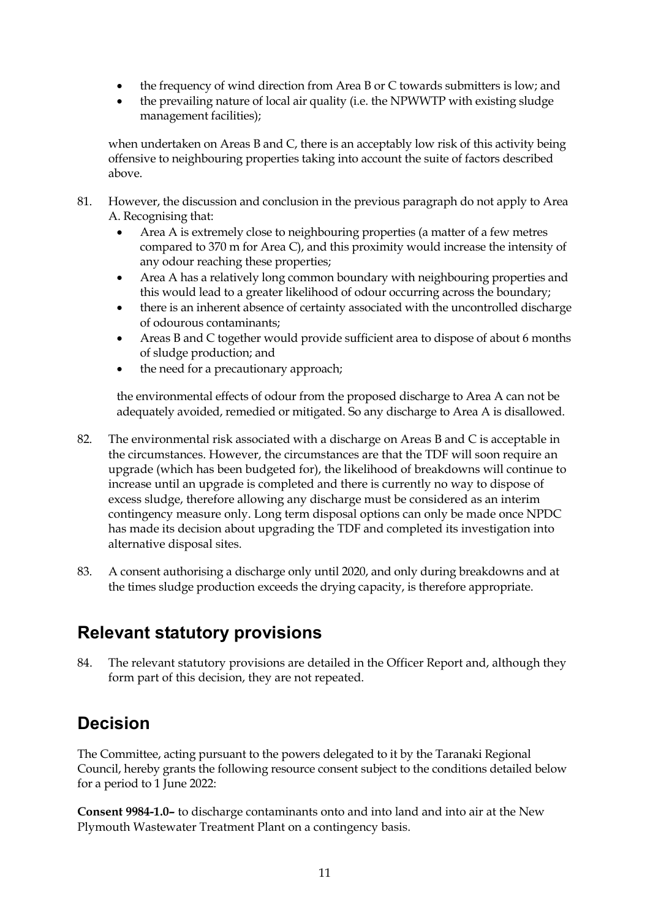- the frequency of wind direction from Area B or C towards submitters is low; and
- the prevailing nature of local air quality (i.e. the NPWWTP with existing sludge management facilities);

when undertaken on Areas B and C, there is an acceptably low risk of this activity being offensive to neighbouring properties taking into account the suite of factors described above.

81. However, the discussion and conclusion in the previous paragraph do not apply to Area A. Recognising that:
    - Area A is extremely close to neighbouring properties (a matter of a few metres compared to 370 m for Area C), and this proximity would increase the intensity of any odour reaching these properties;
    - Area A has a relatively long common boundary with neighbouring properties and this would lead to a greater likelihood of odour occurring across the boundary;
    - there is an inherent absence of certainty associated with the uncontrolled discharge of odourous contaminants;
    - Areas B and C together would provide sufficient area to dispose of about 6 months of sludge production; and
    - the need for a precautionary approach;

    the environmental effects of odour from the proposed discharge to Area A can not be adequately avoided, remedied or mitigated. So any discharge to Area A is disallowed.

82. The environmental risk associated with a discharge on Areas B and C is acceptable in the circumstances. However, the circumstances are that the TDF will soon require an upgrade (which has been budgeted for), the likelihood of breakdowns will continue to increase until an upgrade is completed and there is currently no way to dispose of excess sludge, therefore allowing any discharge must be considered as an interim contingency measure only. Long term disposal options can only be made once NPDC has made its decision about upgrading the TDF and completed its investigation into alternative disposal sites.

83. A consent authorising a discharge only until 2020, and only during breakdowns and at the times sludge production exceeds the drying capacity, is therefore appropriate.

## Relevant statutory provisions

84. The relevant statutory provisions are detailed in the Officer Report and, although they form part of this decision, they are not repeated.

## Decision

The Committee, acting pursuant to the powers delegated to it by the Taranaki Regional Council, hereby grants the following resource consent subject to the conditions detailed below for a period to 1 June 2022:

**Consent 9984-1.0–** to discharge contaminants onto and into land and into air at the New Plymouth Wastewater Treatment Plant on a contingency basis.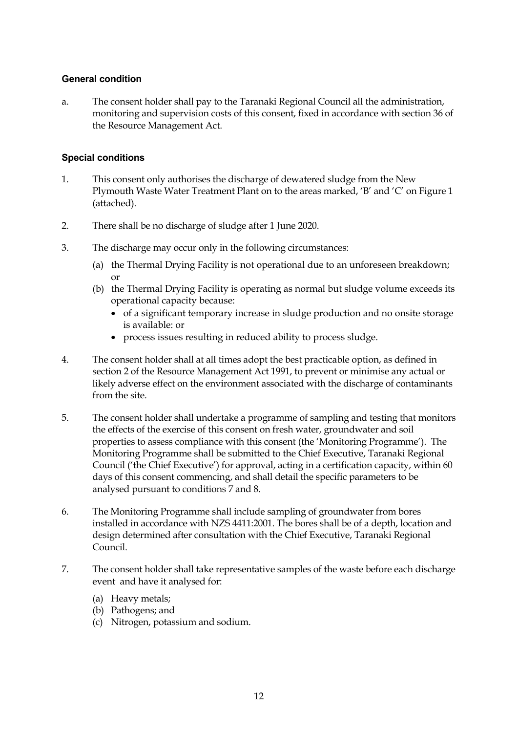### General condition

a. The consent holder shall pay to the Taranaki Regional Council all the administration, monitoring and supervision costs of this consent, fixed in accordance with section 36 of the Resource Management Act.

### Special conditions

1. This consent only authorises the discharge of dewatered sludge from the New Plymouth Waste Water Treatment Plant on to the areas marked, 'B' and 'C' on Figure 1 (attached).

2. There shall be no discharge of sludge after 1 June 2020.

3. The discharge may occur only in the following circumstances:
   (a) the Thermal Drying Facility is not operational due to an unforeseen breakdown; or
   (b) the Thermal Drying Facility is operating as normal but sludge volume exceeds its operational capacity because:
      - of a significant temporary increase in sludge production and no onsite storage is available: or
      - process issues resulting in reduced ability to process sludge.

4. The consent holder shall at all times adopt the best practicable option, as defined in section 2 of the Resource Management Act 1991, to prevent or minimise any actual or likely adverse effect on the environment associated with the discharge of contaminants from the site.

5. The consent holder shall undertake a programme of sampling and testing that monitors the effects of the exercise of this consent on fresh water, groundwater and soil properties to assess compliance with this consent (the 'Monitoring Programme'). The Monitoring Programme shall be submitted to the Chief Executive, Taranaki Regional Council ('the Chief Executive') for approval, acting in a certification capacity, within 60 days of this consent commencing, and shall detail the specific parameters to be analysed pursuant to conditions 7 and 8.

6. The Monitoring Programme shall include sampling of groundwater from bores installed in accordance with NZS 4411:2001. The bores shall be of a depth, location and design determined after consultation with the Chief Executive, Taranaki Regional Council.

7. The consent holder shall take representative samples of the waste before each discharge event and have it analysed for:
   (a) Heavy metals;
   (b) Pathogens; and
   (c) Nitrogen, potassium and sodium.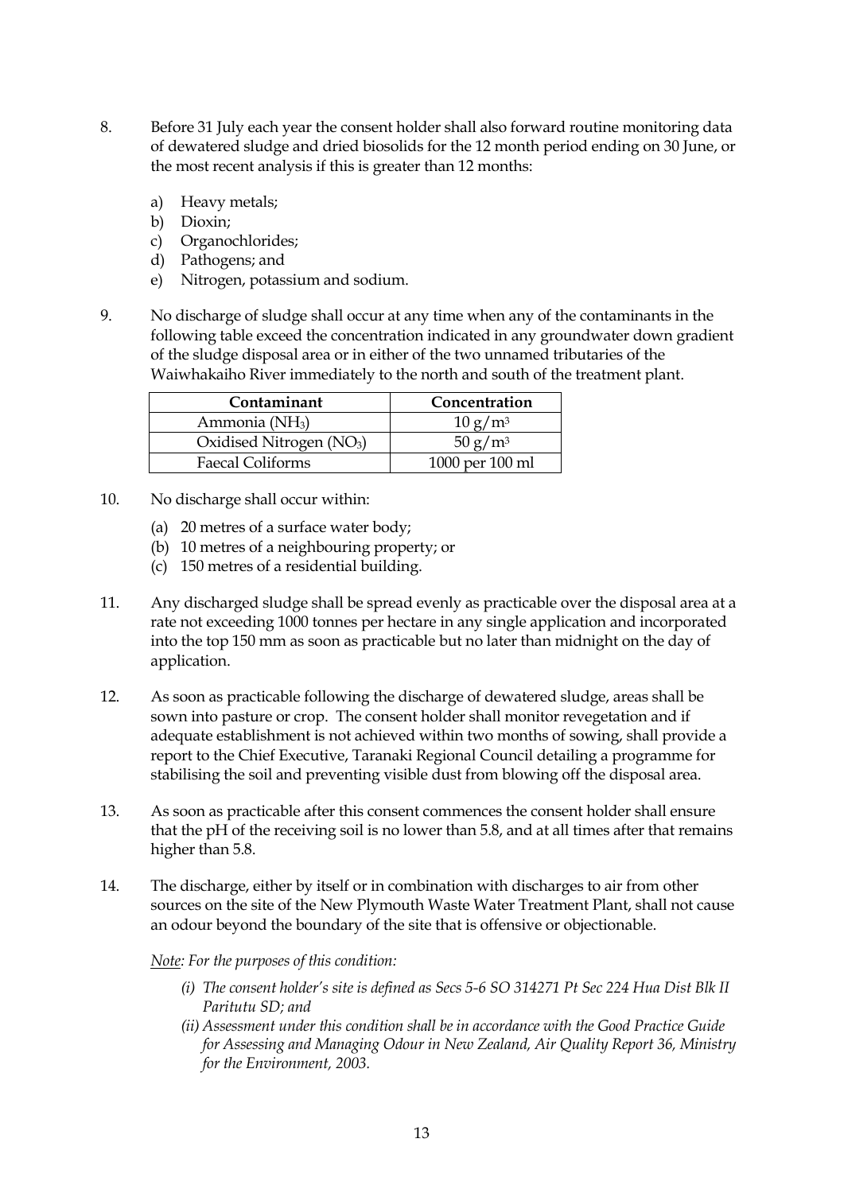8. Before 31 July each year the consent holder shall also forward routine monitoring data of dewatered sludge and dried biosolids for the 12 month period ending on 30 June, or the most recent analysis if this is greater than 12 months:

   a) Heavy metals;
   b) Dioxin;
   c) Organochlorides;
   d) Pathogens; and
   e) Nitrogen, potassium and sodium.

9. No discharge of sludge shall occur at any time when any of the contaminants in the following table exceed the concentration indicated in any groundwater down gradient of the sludge disposal area or in either of the two unnamed tributaries of the Waiwhakaiho River immediately to the north and south of the treatment plant.

| Contaminant | Concentration |
|---|---|
| Ammonia ($NH_3$) | 10 $g/m^3$ |
| Oxidised Nitrogen ($NO_3$) | 50 $g/m^3$ |
| Faecal Coliforms | 1000 per 100 ml |

10. No discharge shall occur within:

    (a) 20 metres of a surface water body;
    (b) 10 metres of a neighbouring property; or
    (c) 150 metres of a residential building.

11. Any discharged sludge shall be spread evenly as practicable over the disposal area at a rate not exceeding 1000 tonnes per hectare in any single application and incorporated into the top 150 mm as soon as practicable but no later than midnight on the day of application.

12. As soon as practicable following the discharge of dewatered sludge, areas shall be sown into pasture or crop. The consent holder shall monitor revegetation and if adequate establishment is not achieved within two months of sowing, shall provide a report to the Chief Executive, Taranaki Regional Council detailing a programme for stabilising the soil and preventing visible dust from blowing off the disposal area.

13. As soon as practicable after this consent commences the consent holder shall ensure that the pH of the receiving soil is no lower than 5.8, and at all times after that remains higher than 5.8.

14. The discharge, either by itself or in combination with discharges to air from other sources on the site of the New Plymouth Waste Water Treatment Plant, shall not cause an odour beyond the boundary of the site that is offensive or objectionable.

    *Note: For the purposes of this condition:*

    *(i) The consent holder's site is defined as Secs 5-6 SO 314271 Pt Sec 224 Hua Dist Blk II Paritutu SD; and*
    *(ii) Assessment under this condition shall be in accordance with the Good Practice Guide for Assessing and Managing Odour in New Zealand, Air Quality Report 36, Ministry for the Environment, 2003.*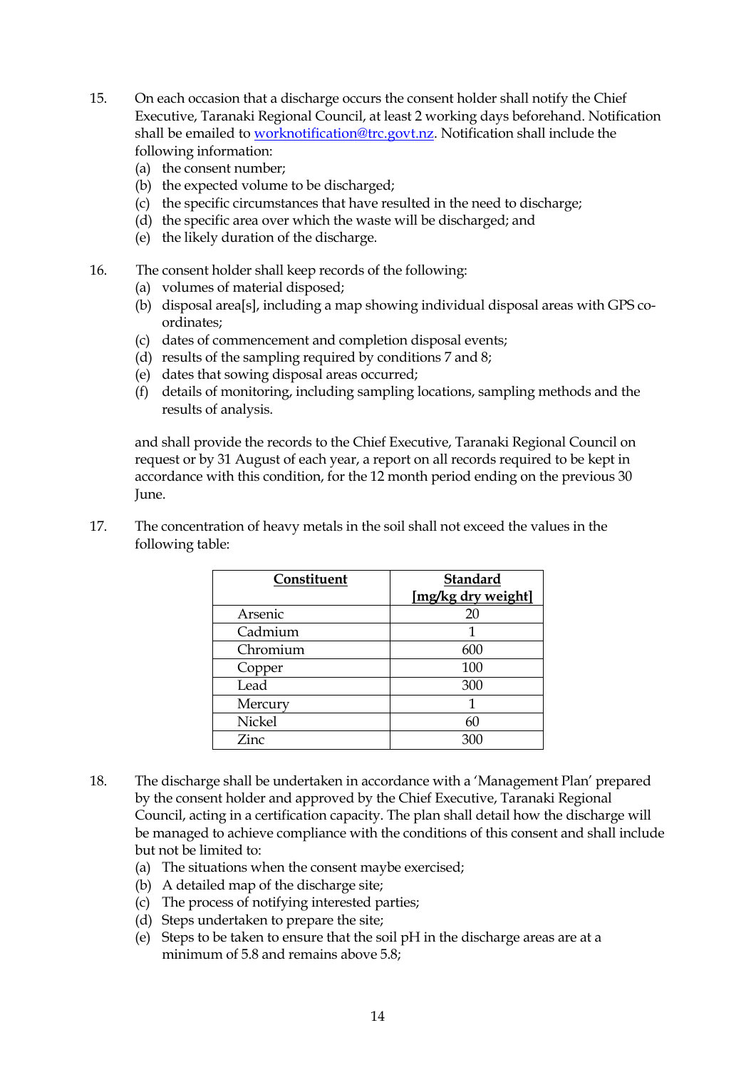15. On each occasion that a discharge occurs the consent holder shall notify the Chief Executive, Taranaki Regional Council, at least 2 working days beforehand. Notification shall be emailed to worknotification@trc.govt.nz. Notification shall include the following information:
    (a) the consent number;
    (b) the expected volume to be discharged;
    (c) the specific circumstances that have resulted in the need to discharge;
    (d) the specific area over which the waste will be discharged; and
    (e) the likely duration of the discharge.

16. The consent holder shall keep records of the following:
    (a) volumes of material disposed;
    (b) disposal area[s], including a map showing individual disposal areas with GPS co-ordinates;
    (c) dates of commencement and completion disposal events;
    (d) results of the sampling required by conditions 7 and 8;
    (e) dates that sowing disposal areas occurred;
    (f) details of monitoring, including sampling locations, sampling methods and the results of analysis.

    and shall provide the records to the Chief Executive, Taranaki Regional Council on request or by 31 August of each year, a report on all records required to be kept in accordance with this condition, for the 12 month period ending on the previous 30 June.

17. The concentration of heavy metals in the soil shall not exceed the values in the following table:

| Constituent | Standard [mg/kg dry weight] |
|---|---|
| Arsenic | 20 |
| Cadmium | 1 |
| Chromium | 600 |
| Copper | 100 |
| Lead | 300 |
| Mercury | 1 |
| Nickel | 60 |
| Zinc | 300 |

18. The discharge shall be undertaken in accordance with a 'Management Plan' prepared by the consent holder and approved by the Chief Executive, Taranaki Regional Council, acting in a certification capacity. The plan shall detail how the discharge will be managed to achieve compliance with the conditions of this consent and shall include but not be limited to:
    (a) The situations when the consent maybe exercised;
    (b) A detailed map of the discharge site;
    (c) The process of notifying interested parties;
    (d) Steps undertaken to prepare the site;
    (e) Steps to be taken to ensure that the soil pH in the discharge areas are at a minimum of 5.8 and remains above 5.8;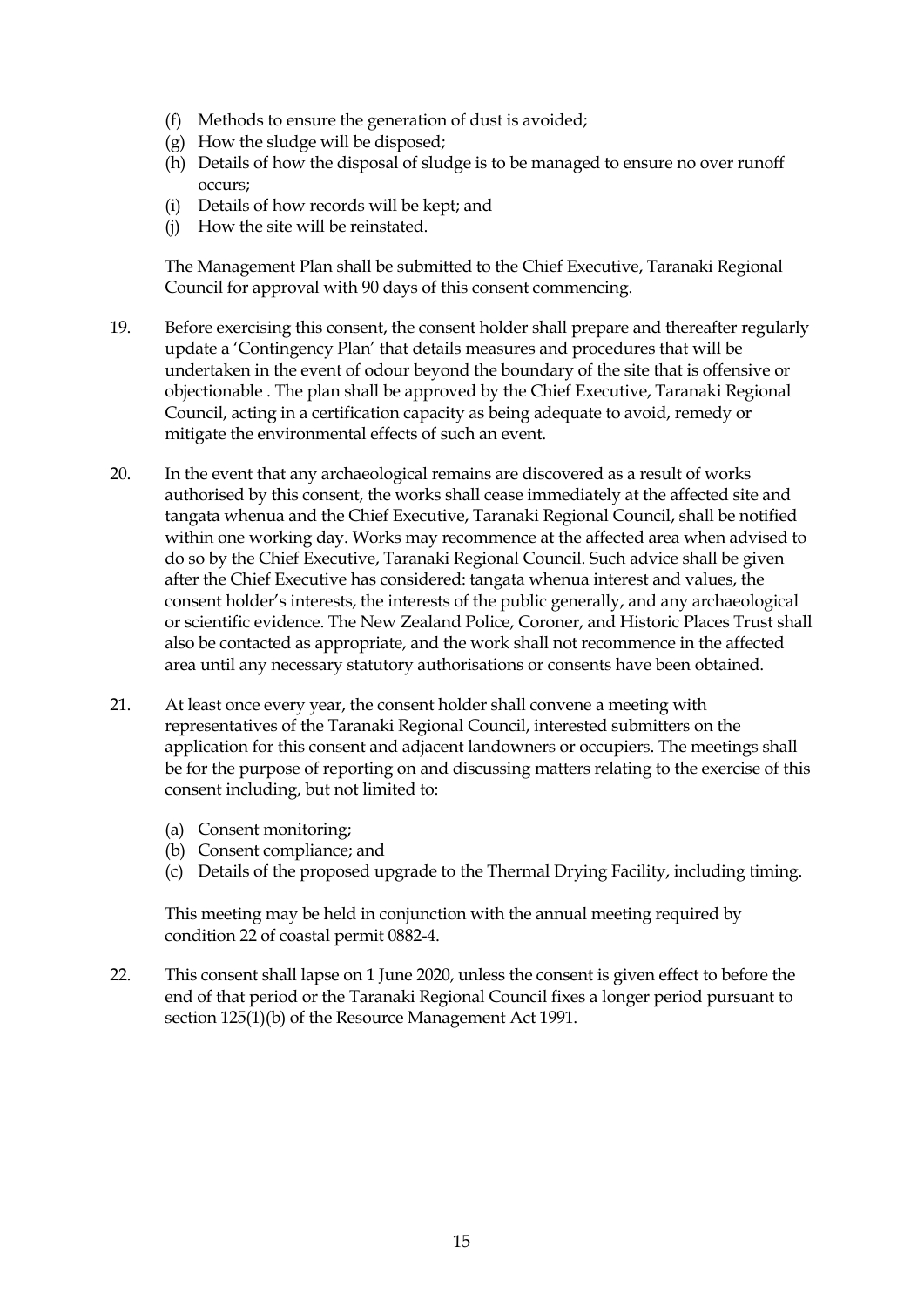(f) Methods to ensure the generation of dust is avoided;
(g) How the sludge will be disposed;
(h) Details of how the disposal of sludge is to be managed to ensure no over runoff occurs;
(i) Details of how records will be kept; and
(j) How the site will be reinstated.

The Management Plan shall be submitted to the Chief Executive, Taranaki Regional Council for approval with 90 days of this consent commencing.

19. Before exercising this consent, the consent holder shall prepare and thereafter regularly update a 'Contingency Plan' that details measures and procedures that will be undertaken in the event of odour beyond the boundary of the site that is offensive or objectionable . The plan shall be approved by the Chief Executive, Taranaki Regional Council, acting in a certification capacity as being adequate to avoid, remedy or mitigate the environmental effects of such an event.

20. In the event that any archaeological remains are discovered as a result of works authorised by this consent, the works shall cease immediately at the affected site and tangata whenua and the Chief Executive, Taranaki Regional Council, shall be notified within one working day. Works may recommence at the affected area when advised to do so by the Chief Executive, Taranaki Regional Council. Such advice shall be given after the Chief Executive has considered: tangata whenua interest and values, the consent holder's interests, the interests of the public generally, and any archaeological or scientific evidence. The New Zealand Police, Coroner, and Historic Places Trust shall also be contacted as appropriate, and the work shall not recommence in the affected area until any necessary statutory authorisations or consents have been obtained.

21. At least once every year, the consent holder shall convene a meeting with representatives of the Taranaki Regional Council, interested submitters on the application for this consent and adjacent landowners or occupiers. The meetings shall be for the purpose of reporting on and discussing matters relating to the exercise of this consent including, but not limited to:

    (a) Consent monitoring;
    (b) Consent compliance; and
    (c) Details of the proposed upgrade to the Thermal Drying Facility, including timing.

    This meeting may be held in conjunction with the annual meeting required by condition 22 of coastal permit 0882-4.

22. This consent shall lapse on 1 June 2020, unless the consent is given effect to before the end of that period or the Taranaki Regional Council fixes a longer period pursuant to section 125(1)(b) of the Resource Management Act 1991.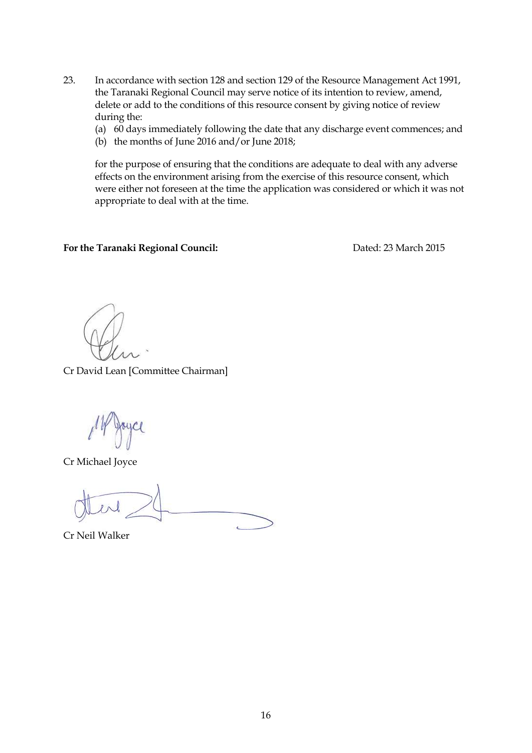23. In accordance with section 128 and section 129 of the Resource Management Act 1991, the Taranaki Regional Council may serve notice of its intention to review, amend, delete or add to the conditions of this resource consent by giving notice of review during the:
    (a) 60 days immediately following the date that any discharge event commences; and
    (b) the months of June 2016 and/or June 2018;

    for the purpose of ensuring that the conditions are adequate to deal with any adverse effects on the environment arising from the exercise of this resource consent, which were either not foreseen at the time the application was considered or which it was not appropriate to deal with at the time.

**For the Taranaki Regional Council:** Dated: 23 March 2015

Cr David Lean [Committee Chairman]

Cr Michael Joyce

Cr Neil Walker